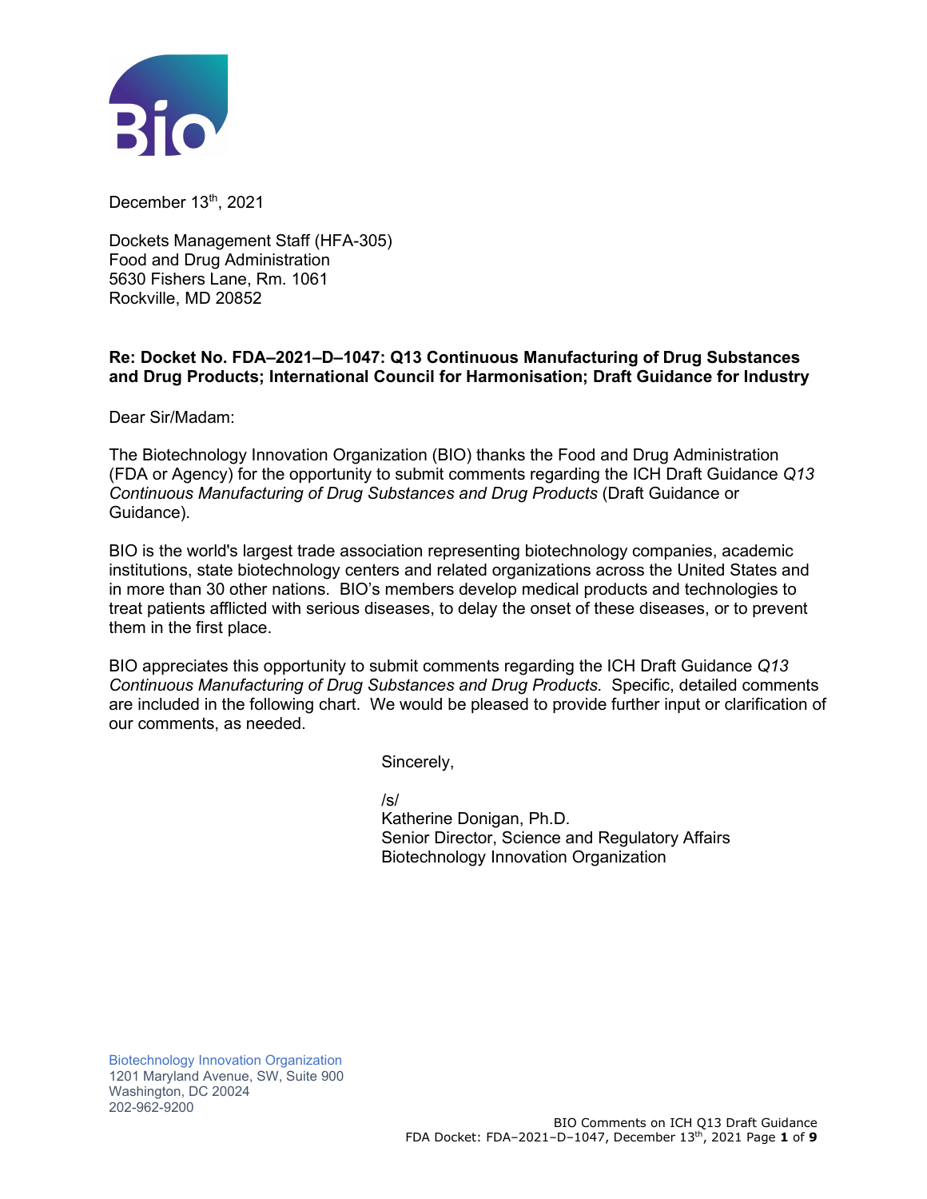December 13th, 2021

Dockets Management Staff (HFA-305)
Food and Drug Administration
5630 Fishers Lane, Rm. 1061
Rockville, MD 20852

**Re: Docket No. FDA–2021–D–1047: Q13 Continuous Manufacturing of Drug Substances and Drug Products; International Council for Harmonisation; Draft Guidance for Industry**

Dear Sir/Madam:

The Biotechnology Innovation Organization (BIO) thanks the Food and Drug Administration (FDA or Agency) for the opportunity to submit comments regarding the ICH Draft Guidance *Q13 Continuous Manufacturing of Drug Substances and Drug Products* (Draft Guidance or Guidance).

BIO is the world's largest trade association representing biotechnology companies, academic institutions, state biotechnology centers and related organizations across the United States and in more than 30 other nations. BIO's members develop medical products and technologies to treat patients afflicted with serious diseases, to delay the onset of these diseases, or to prevent them in the first place.

BIO appreciates this opportunity to submit comments regarding the ICH Draft Guidance *Q13 Continuous Manufacturing of Drug Substances and Drug Products.* Specific, detailed comments are included in the following chart. We would be pleased to provide further input or clarification of our comments, as needed.

Sincerely,

/s/
Katherine Donigan, Ph.D.
Senior Director, Science and Regulatory Affairs
Biotechnology Innovation Organization

Biotechnology Innovation Organization
1201 Maryland Avenue, SW, Suite 900
Washington, DC 20024
202-962-9200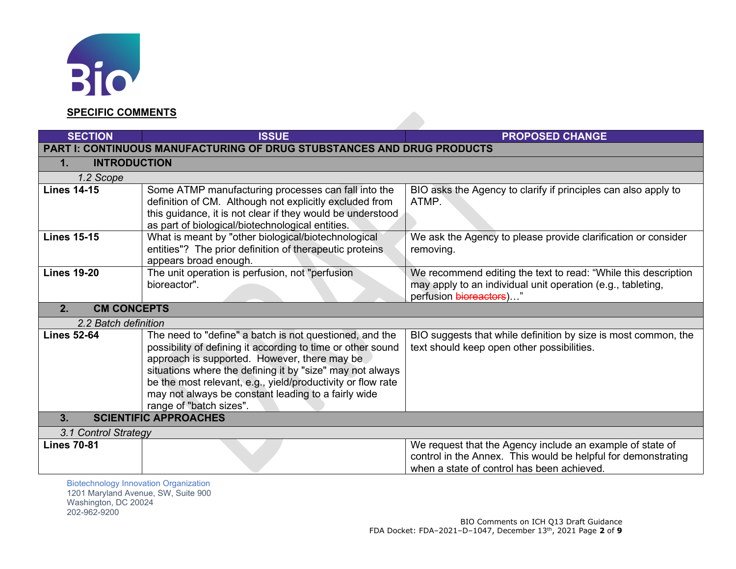## SPECIFIC COMMENTS

| SECTION | ISSUE | PROPOSED CHANGE |
|---|---|---|
| **PART I: CONTINUOUS MANUFACTURING OF DRUG STUBSTANCES AND DRUG PRODUCTS** | | |
| **1. INTRODUCTION** | | |
| *1.2 Scope* | | |
| **Lines 14-15** | Some ATMP manufacturing processes can fall into the definition of CM. Although not explicitly excluded from this guidance, it is not clear if they would be understood as part of biological/biotechnological entities. | BIO asks the Agency to clarify if principles can also apply to ATMP. |
| **Lines 15-15** | What is meant by "other biological/biotechnological entities"? The prior definition of therapeutic proteins appears broad enough. | We ask the Agency to please provide clarification or consider removing. |
| **Lines 19-20** | The unit operation is perfusion, not "perfusion bioreactor". | We recommend editing the text to read: "While this description may apply to an individual unit operation (e.g., tableting, perfusion ~~bioreactors~~)…" |
| **2. CM CONCEPTS** | | |
| *2.2 Batch definition* | | |
| **Lines 52-64** | The need to "define" a batch is not questioned, and the possibility of defining it according to time or other sound approach is supported. However, there may be situations where the defining it by "size" may not always be the most relevant, e.g., yield/productivity or flow rate may not always be constant leading to a fairly wide range of "batch sizes". | BIO suggests that while definition by size is most common, the text should keep open other possibilities. |
| **3. SCIENTIFIC APPROACHES** | | |
| *3.1 Control Strategy* | | |
| **Lines 70-81** | | We request that the Agency include an example of state of control in the Annex. This would be helpful for demonstrating when a state of control has been achieved. |

Biotechnology Innovation Organization
1201 Maryland Avenue, SW, Suite 900
Washington, DC 20024
202-962-9200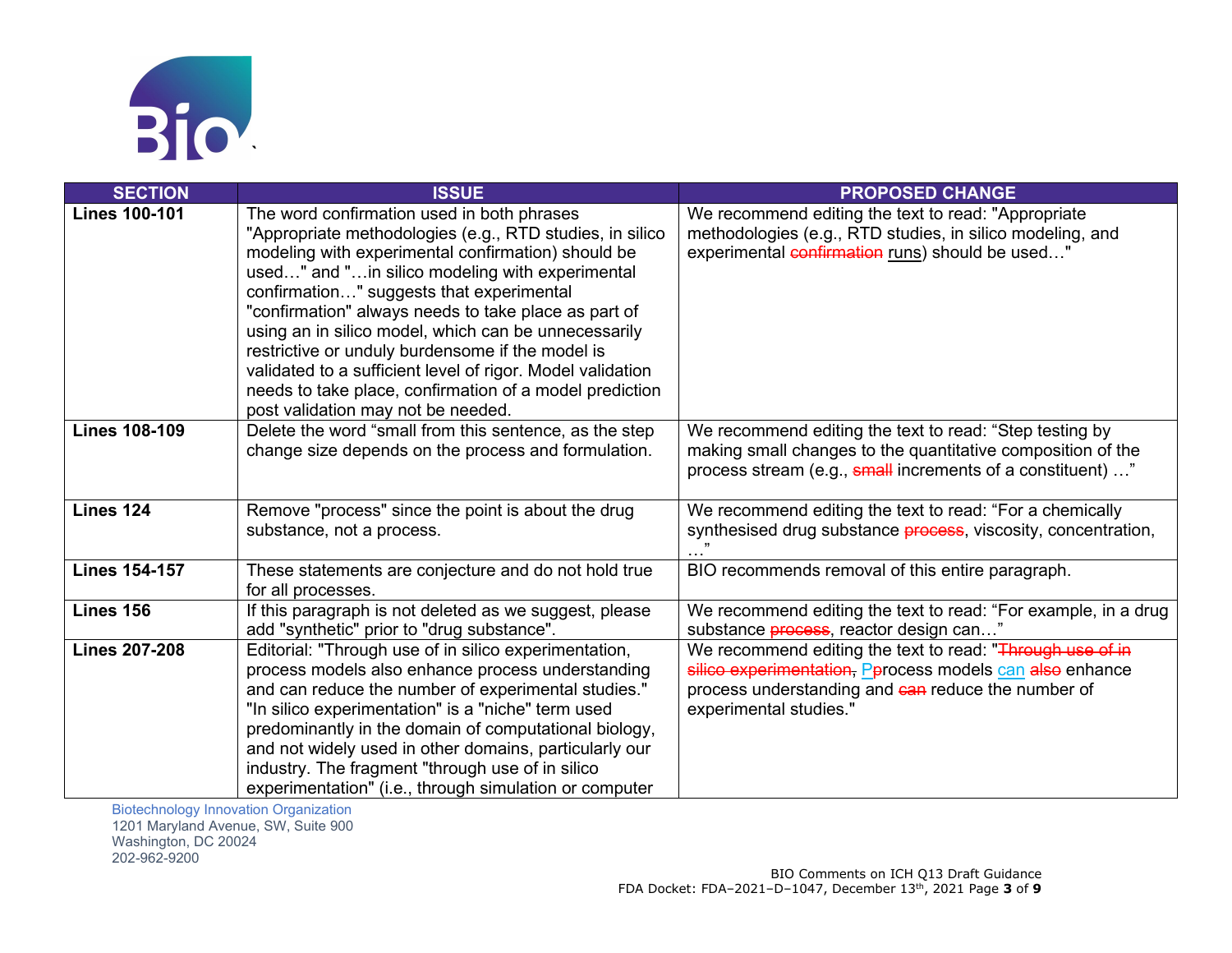| SECTION | ISSUE | PROPOSED CHANGE |
|---|---|---|
| **Lines 100-101** | The word confirmation used in both phrases "Appropriate methodologies (e.g., RTD studies, in silico modeling with experimental confirmation) should be used…" and "…in silico modeling with experimental confirmation…" suggests that experimental "confirmation" always needs to take place as part of using an in silico model, which can be unnecessarily restrictive or unduly burdensome if the model is validated to a sufficient level of rigor. Model validation needs to take place, confirmation of a model prediction post validation may not be needed. | We recommend editing the text to read: "Appropriate methodologies (e.g., RTD studies, in silico modeling, and experimental ~~confirmation~~ runs) should be used…" |
| **Lines 108-109** | Delete the word "small from this sentence, as the step change size depends on the process and formulation. | We recommend editing the text to read: "Step testing by making small changes to the quantitative composition of the process stream (e.g., ~~small~~ increments of a constituent) …" |
| **Lines 124** | Remove "process" since the point is about the drug substance, not a process. | We recommend editing the text to read: "For a chemically synthesised drug substance ~~process~~, viscosity, concentration, …" |
| **Lines 154-157** | These statements are conjecture and do not hold true for all processes. | BIO recommends removal of this entire paragraph. |
| **Lines 156** | If this paragraph is not deleted as we suggest, please add "synthetic" prior to "drug substance". | We recommend editing the text to read: "For example, in a drug substance ~~process~~, reactor design can…" |
| **Lines 207-208** | Editorial: "Through use of in silico experimentation, process models also enhance process understanding and can reduce the number of experimental studies." "In silico experimentation" is a "niche" term used predominantly in the domain of computational biology, and not widely used in other domains, particularly our industry. The fragment "through use of in silico experimentation" (i.e., through simulation or computer | We recommend editing the text to read: "~~Through use of in silico experimentation,~~ ~~p~~Process models can ~~also~~ enhance process understanding and ~~can~~ reduce the number of experimental studies." |

Biotechnology Innovation Organization
1201 Maryland Avenue, SW, Suite 900
Washington, DC 20024
202-962-9200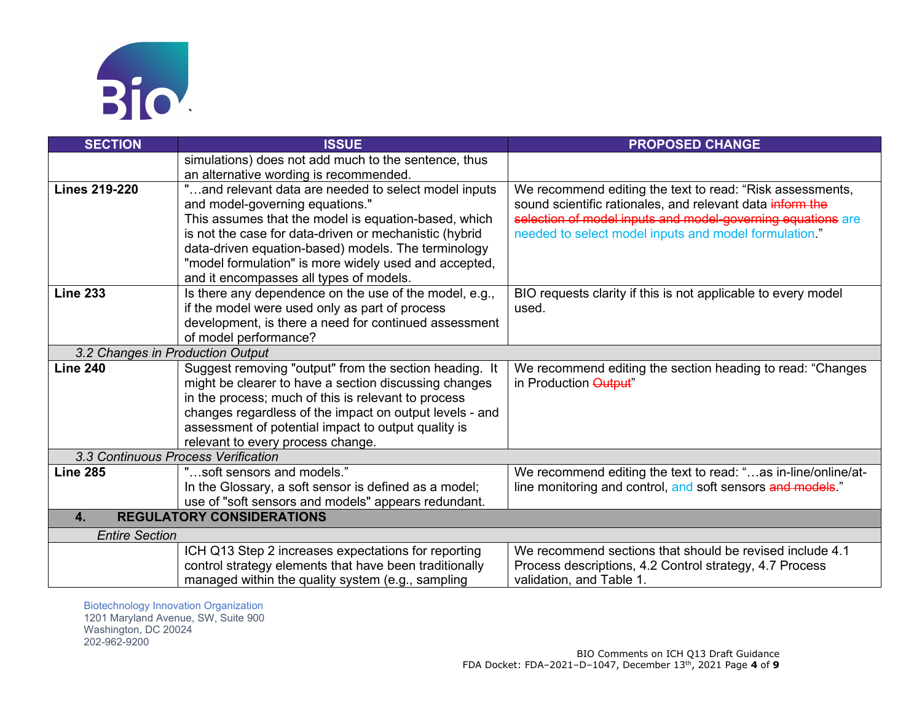| SECTION | ISSUE | PROPOSED CHANGE |
|---|---|---|
| | simulations) does not add much to the sentence, thus an alternative wording is recommended. | |
| **Lines 219-220** | "…and relevant data are needed to select model inputs and model-governing equations." This assumes that the model is equation-based, which is not the case for data-driven or mechanistic (hybrid data-driven equation-based) models. The terminology "model formulation" is more widely used and accepted, and it encompasses all types of models. | We recommend editing the text to read: "Risk assessments, sound scientific rationales, and relevant data ~~inform the selection of model inputs and model-governing equations~~ are needed to select model inputs and model formulation." |
| **Line 233** | Is there any dependence on the use of the model, e.g., if the model were used only as part of process development, is there a need for continued assessment of model performance? | BIO requests clarity if this is not applicable to every model used. |
| *3.2 Changes in Production Output* | | |
| **Line 240** | Suggest removing "output" from the section heading. It might be clearer to have a section discussing changes in the process; much of this is relevant to process changes regardless of the impact on output levels - and assessment of potential impact to output quality is relevant to every process change. | We recommend editing the section heading to read: "Changes in Production ~~Output~~" |
| *3.3 Continuous Process Verification* | | |
| **Line 285** | "…soft sensors and models." In the Glossary, a soft sensor is defined as a model; use of "soft sensors and models" appears redundant. | We recommend editing the text to read: "…as in-line/online/at-line monitoring and control, and soft sensors ~~and models~~." |
| **4. REGULATORY CONSIDERATIONS** | | |
| *Entire Section* | | |
| | ICH Q13 Step 2 increases expectations for reporting control strategy elements that have been traditionally managed within the quality system (e.g., sampling | We recommend sections that should be revised include 4.1 Process descriptions, 4.2 Control strategy, 4.7 Process validation, and Table 1. |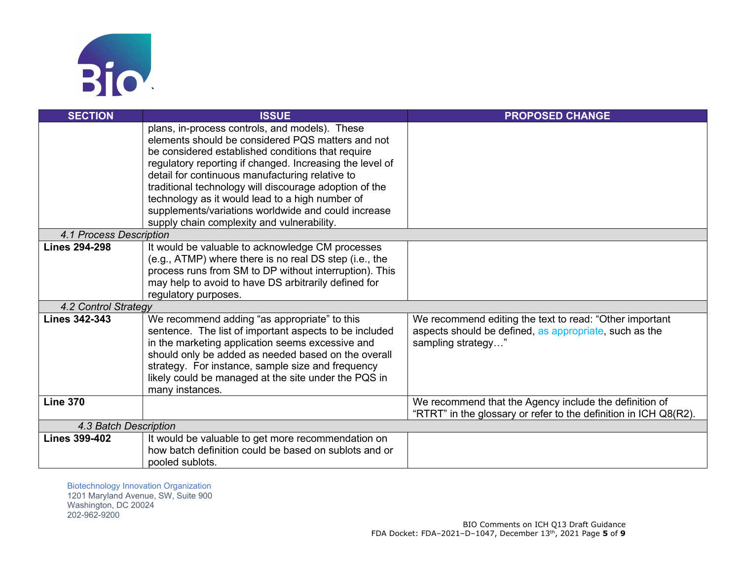| SECTION | ISSUE | PROPOSED CHANGE |
|---|---|---|
| | plans, in-process controls, and models). These elements should be considered PQS matters and not be considered established conditions that require regulatory reporting if changed. Increasing the level of detail for continuous manufacturing relative to traditional technology will discourage adoption of the technology as it would lead to a high number of supplements/variations worldwide and could increase supply chain complexity and vulnerability. | |
| *4.1 Process Description* | | |
| **Lines 294-298** | It would be valuable to acknowledge CM processes (e.g., ATMP) where there is no real DS step (i.e., the process runs from SM to DP without interruption). This may help to avoid to have DS arbitrarily defined for regulatory purposes. | |
| *4.2 Control Strategy* | | |
| **Lines 342-343** | We recommend adding "as appropriate" to this sentence. The list of important aspects to be included in the marketing application seems excessive and should only be added as needed based on the overall strategy. For instance, sample size and frequency likely could be managed at the site under the PQS in many instances. | We recommend editing the text to read: "Other important aspects should be defined, as appropriate, such as the sampling strategy…" |
| **Line 370** | | We recommend that the Agency include the definition of "RTRT" in the glossary or refer to the definition in ICH Q8(R2). |
| *4.3 Batch Description* | | |
| **Lines 399-402** | It would be valuable to get more recommendation on how batch definition could be based on sublots and or pooled sublots. | |

Biotechnology Innovation Organization
1201 Maryland Avenue, SW, Suite 900
Washington, DC 20024
202-962-9200

BIO Comments on ICH Q13 Draft Guidance
FDA Docket: FDA–2021–D–1047, December 13th, 2021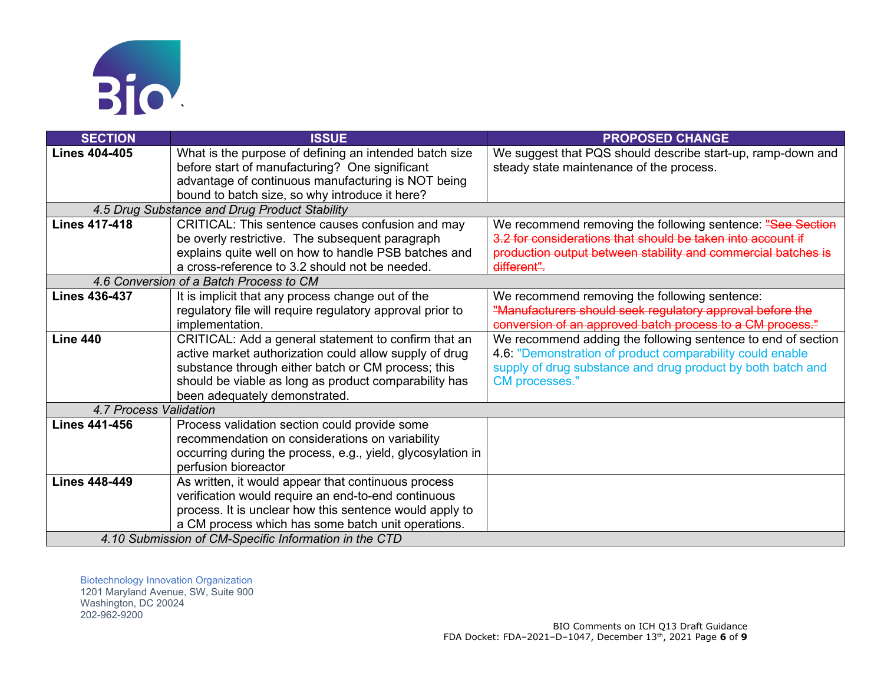| SECTION | ISSUE | PROPOSED CHANGE |
|---|---|---|
| **Lines 404-405** | What is the purpose of defining an intended batch size before start of manufacturing? One significant advantage of continuous manufacturing is NOT being bound to batch size, so why introduce it here? | We suggest that PQS should describe start-up, ramp-down and steady state maintenance of the process. |
| *4.5 Drug Substance and Drug Product Stability* | | |
| **Lines 417-418** | CRITICAL: This sentence causes confusion and may be overly restrictive. The subsequent paragraph explains quite well on how to handle PSB batches and a cross-reference to 3.2 should not be needed. | We recommend removing the following sentence: ~~"See Section 3.2 for considerations that should be taken into account if production output between stability and commercial batches is different".~~ |
| *4.6 Conversion of a Batch Process to CM* | | |
| **Lines 436-437** | It is implicit that any process change out of the regulatory file will require regulatory approval prior to implementation. | We recommend removing the following sentence: ~~"Manufacturers should seek regulatory approval before the conversion of an approved batch process to a CM process."~~ |
| **Line 440** | CRITICAL: Add a general statement to confirm that an active market authorization could allow supply of drug substance through either batch or CM process; this should be viable as long as product comparability has been adequately demonstrated. | We recommend adding the following sentence to end of section 4.6: "Demonstration of product comparability could enable supply of drug substance and drug product by both batch and CM processes." |
| *4.7 Process Validation* | | |
| **Lines 441-456** | Process validation section could provide some recommendation on considerations on variability occurring during the process, e.g., yield, glycosylation in perfusion bioreactor | |
| **Lines 448-449** | As written, it would appear that continuous process verification would require an end-to-end continuous process. It is unclear how this sentence would apply to a CM process which has some batch unit operations. | |
| *4.10 Submission of CM-Specific Information in the CTD* | | |

Biotechnology Innovation Organization
1201 Maryland Avenue, SW, Suite 900
Washington, DC 20024
202-962-9200

BIO Comments on ICH Q13 Draft Guidance
FDA Docket: FDA–2021–D–1047, December 13th, 2021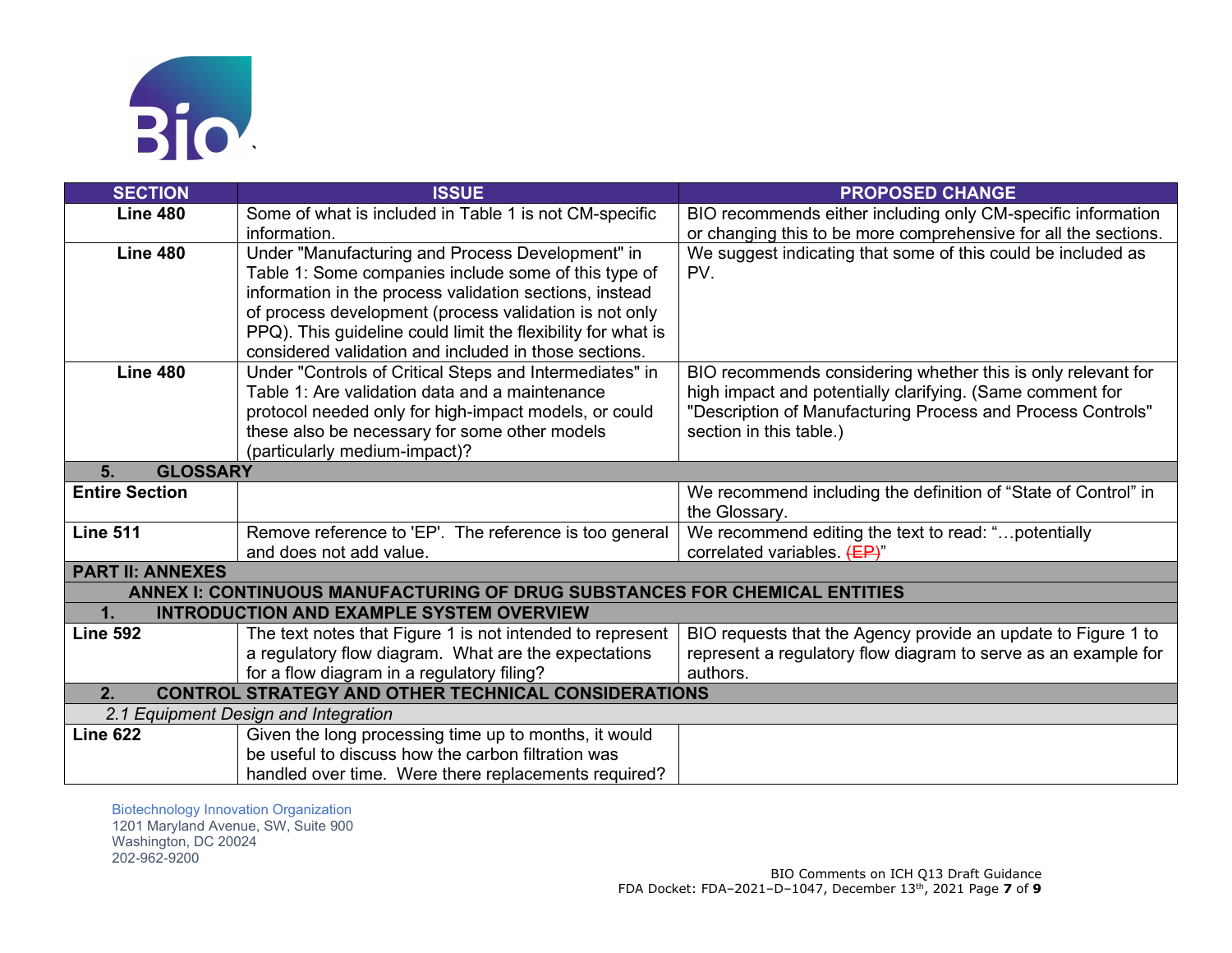| SECTION | ISSUE | PROPOSED CHANGE |
|---|---|---|
| **Line 480** | Some of what is included in Table 1 is not CM-specific information. | BIO recommends either including only CM-specific information or changing this to be more comprehensive for all the sections. |
| **Line 480** | Under "Manufacturing and Process Development" in Table 1: Some companies include some of this type of information in the process validation sections, instead of process development (process validation is not only PPQ). This guideline could limit the flexibility for what is considered validation and included in those sections. | We suggest indicating that some of this could be included as PV. |
| **Line 480** | Under "Controls of Critical Steps and Intermediates" in Table 1: Are validation data and a maintenance protocol needed only for high-impact models, or could these also be necessary for some other models (particularly medium-impact)? | BIO recommends considering whether this is only relevant for high impact and potentially clarifying. (Same comment for "Description of Manufacturing Process and Process Controls" section in this table.) |
| **5. GLOSSARY** | | |
| **Entire Section** | | We recommend including the definition of "State of Control" in the Glossary. |
| **Line 511** | Remove reference to 'EP'. The reference is too general and does not add value. | We recommend editing the text to read: "…potentially correlated variables. ~~(EP)~~" |
| **PART II: ANNEXES** | | |
| **ANNEX I: CONTINUOUS MANUFACTURING OF DRUG SUBSTANCES FOR CHEMICAL ENTITIES** | | |
| **1. INTRODUCTION AND EXAMPLE SYSTEM OVERVIEW** | | |
| **Line 592** | The text notes that Figure 1 is not intended to represent a regulatory flow diagram. What are the expectations for a flow diagram in a regulatory filing? | BIO requests that the Agency provide an update to Figure 1 to represent a regulatory flow diagram to serve as an example for authors. |
| **2. CONTROL STRATEGY AND OTHER TECHNICAL CONSIDERATIONS** | | |
| *2.1 Equipment Design and Integration* | | |
| **Line 622** | Given the long processing time up to months, it would be useful to discuss how the carbon filtration was handled over time. Were there replacements required? | |

Biotechnology Innovation Organization
1201 Maryland Avenue, SW, Suite 900
Washington, DC 20024
202-962-9200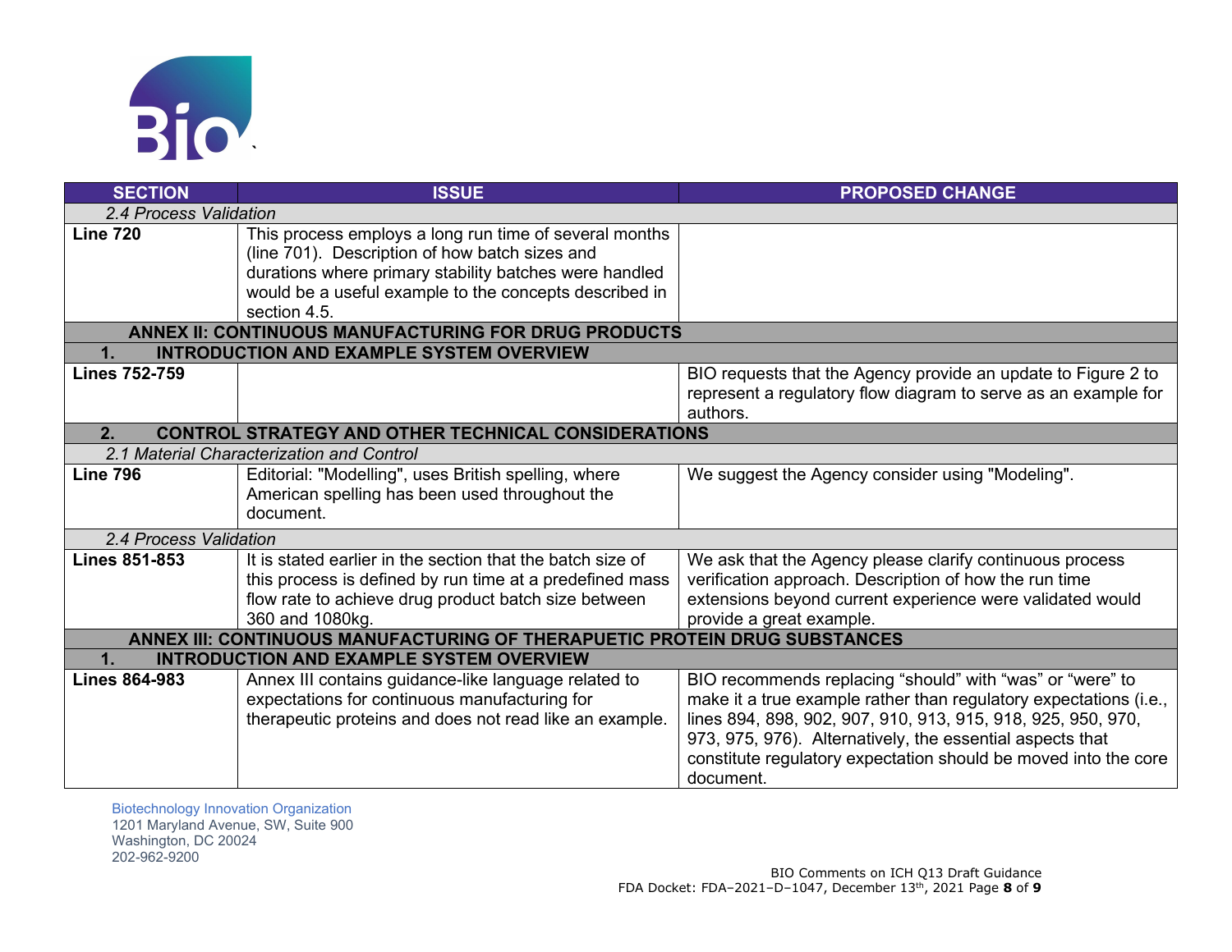| SECTION | ISSUE | PROPOSED CHANGE |
|---|---|---|
| *2.4 Process Validation* | | |
| **Line 720** | This process employs a long run time of several months (line 701). Description of how batch sizes and durations where primary stability batches were handled would be a useful example to the concepts described in section 4.5. | |
| **ANNEX II: CONTINUOUS MANUFACTURING FOR DRUG PRODUCTS** | | |
| **1. INTRODUCTION AND EXAMPLE SYSTEM OVERVIEW** | | |
| **Lines 752-759** | | BIO requests that the Agency provide an update to Figure 2 to represent a regulatory flow diagram to serve as an example for authors. |
| **2. CONTROL STRATEGY AND OTHER TECHNICAL CONSIDERATIONS** | | |
| *2.1 Material Characterization and Control* | | |
| **Line 796** | Editorial: "Modelling", uses British spelling, where American spelling has been used throughout the document. | We suggest the Agency consider using "Modeling". |
| *2.4 Process Validation* | | |
| **Lines 851-853** | It is stated earlier in the section that the batch size of this process is defined by run time at a predefined mass flow rate to achieve drug product batch size between 360 and 1080kg. | We ask that the Agency please clarify continuous process verification approach. Description of how the run time extensions beyond current experience were validated would provide a great example. |
| **ANNEX III: CONTINUOUS MANUFACTURING OF THERAPUETIC PROTEIN DRUG SUBSTANCES** | | |
| **1. INTRODUCTION AND EXAMPLE SYSTEM OVERVIEW** | | |
| **Lines 864-983** | Annex III contains guidance-like language related to expectations for continuous manufacturing for therapeutic proteins and does not read like an example. | BIO recommends replacing "should" with "was" or "were" to make it a true example rather than regulatory expectations (i.e., lines 894, 898, 902, 907, 910, 913, 915, 918, 925, 950, 970, 973, 975, 976). Alternatively, the essential aspects that constitute regulatory expectation should be moved into the core document. |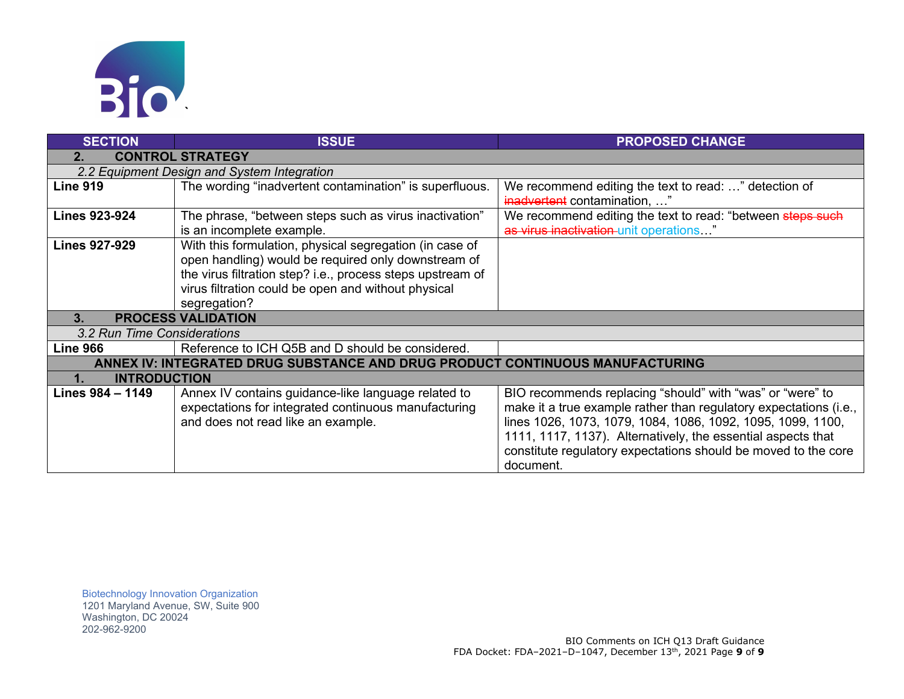| SECTION | ISSUE | PROPOSED CHANGE |
| --- | --- | --- |
| **2. CONTROL STRATEGY** | | |
| *2.2 Equipment Design and System Integration* | | |
| **Line 919** | The wording "inadvertent contamination" is superfluous. | We recommend editing the text to read: …" detection of ~~inadvertent~~ contamination, …" |
| **Lines 923-924** | The phrase, "between steps such as virus inactivation" is an incomplete example. | We recommend editing the text to read: "between ~~steps such as virus inactivation~~ unit operations…" |
| **Lines 927-929** | With this formulation, physical segregation (in case of open handling) would be required only downstream of the virus filtration step? i.e., process steps upstream of virus filtration could be open and without physical segregation? | |
| **3. PROCESS VALIDATION** | | |
| *3.2 Run Time Considerations* | | |
| **Line 966** | Reference to ICH Q5B and D should be considered. | |
| **ANNEX IV: INTEGRATED DRUG SUBSTANCE AND DRUG PRODUCT CONTINUOUS MANUFACTURING** | | |
| **1. INTRODUCTION** | | |
| **Lines 984 – 1149** | Annex IV contains guidance-like language related to expectations for integrated continuous manufacturing and does not read like an example. | BIO recommends replacing "should" with "was" or "were" to make it a true example rather than regulatory expectations (i.e., lines 1026, 1073, 1079, 1084, 1086, 1092, 1095, 1099, 1100, 1111, 1117, 1137). Alternatively, the essential aspects that constitute regulatory expectations should be moved to the core document. |

Biotechnology Innovation Organization
1201 Maryland Avenue, SW, Suite 900
Washington, DC 20024
202-962-9200

BIO Comments on ICH Q13 Draft Guidance
FDA Docket: FDA–2021–D–1047, December 13th, 2021